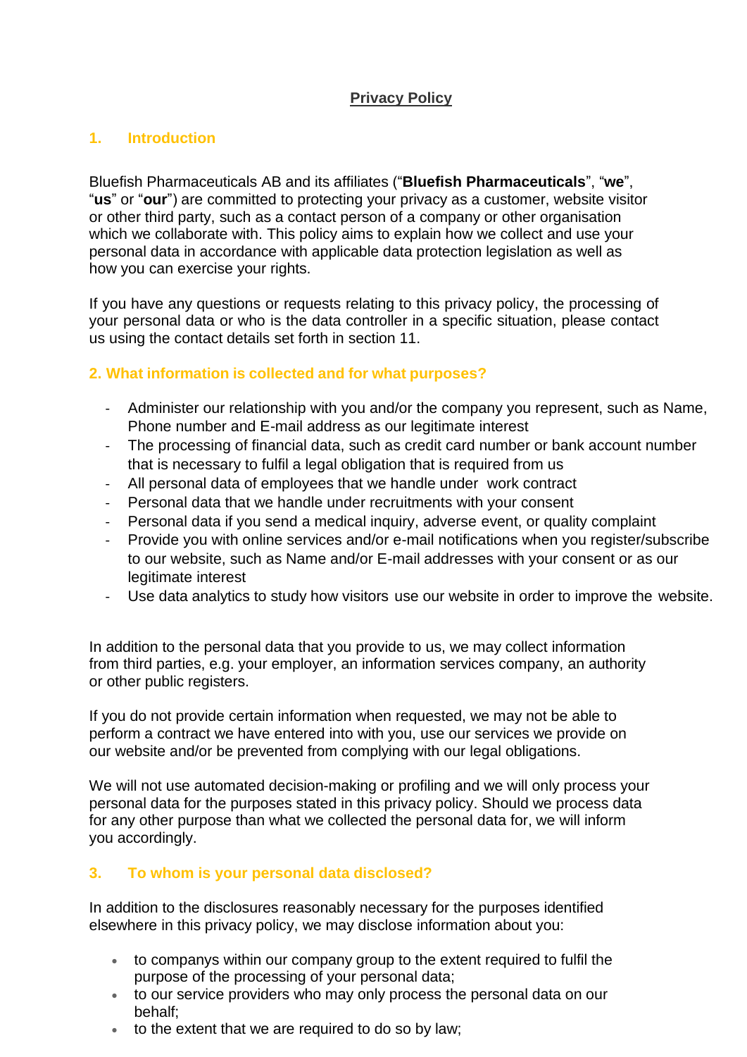# Privacy Policy

## 1. Introduction

Bluefish Pharmaceuticals AB and its affiliates ("**Bluefish Pharmaceuticals**", "**we**", "**us**" or "**our**") are committed to protecting your privacy as a customer, website visitor or other third party, such as a contact person of a company or other organisation which we collaborate with. This policy aims to explain how we collect and use your personal data in accordance with applicable data protection legislation as well as how you can exercise your rights.

If you have any questions or requests relating to this privacy policy, the processing of your personal data or who is the data controller in a specific situation, please contact us using the contact details set forth in section 11.

## 2. What information is collected and for what purposes?

- Administer our relationship with you and/or the company you represent, such as Name, Phone number and E-mail address as our legitimate interest
- The processing of financial data, such as credit card number or bank account number that is necessary to fulfil a legal obligation that is required from us
- All personal data of employees that we handle under work contract
- Personal data that we handle under recruitments with your consent
- Personal data if you send a medical inquiry, adverse event, or quality complaint
- Provide you with online services and/or e-mail notifications when you register/subscribe to our website, such as Name and/or E-mail addresses with your consent or as our legitimate interest
- Use data analytics to study how visitors use our website in order to improve the website.

In addition to the personal data that you provide to us, we may collect information from third parties, e.g. your employer, an information services company, an authority or other public registers.

If you do not provide certain information when requested, we may not be able to perform a contract we have entered into with you, use our services we provide on our website and/or be prevented from complying with our legal obligations.

We will not use automated decision-making or profiling and we will only process your personal data for the purposes stated in this privacy policy. Should we process data for any other purpose than what we collected the personal data for, we will inform you accordingly.

## 3. To whom is your personal data disclosed?

In addition to the disclosures reasonably necessary for the purposes identified elsewhere in this privacy policy, we may disclose information about you:

- to companys within our company group to the extent required to fulfil the purpose of the processing of your personal data;
- to our service providers who may only process the personal data on our behalf;
- to the extent that we are required to do so by law;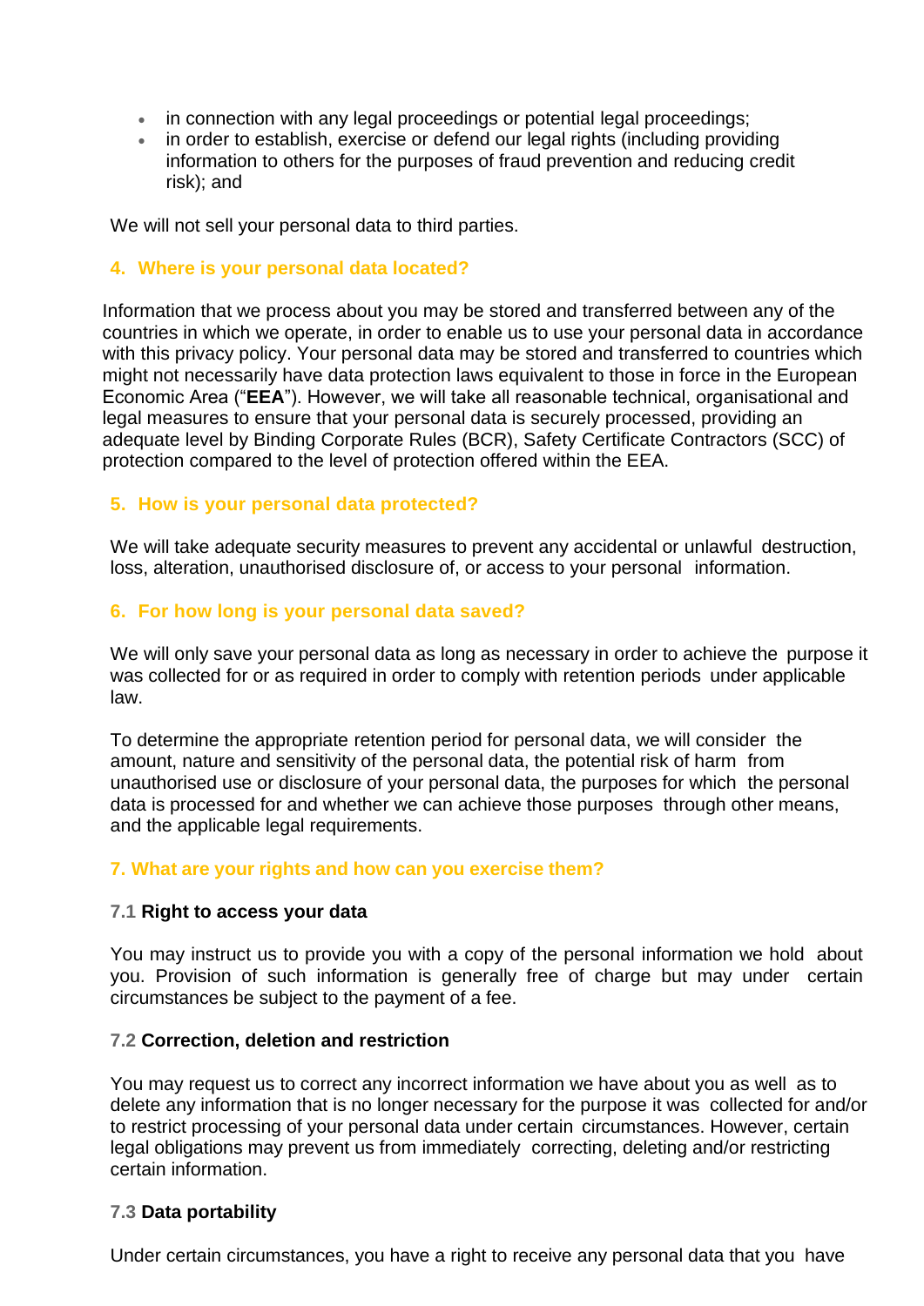- in connection with any legal proceedings or potential legal proceedings;
- in order to establish, exercise or defend our legal rights (including providing information to others for the purposes of fraud prevention and reducing credit risk); and

We will not sell your personal data to third parties.

## 4. Where is your personal data located?

Information that we process about you may be stored and transferred between any of the countries in which we operate, in order to enable us to use your personal data in accordance with this privacy policy. Your personal data may be stored and transferred to countries which might not necessarily have data protection laws equivalent to those in force in the European Economic Area ("**EEA**"). However, we will take all reasonable technical, organisational and legal measures to ensure that your personal data is securely processed, providing an adequate level by Binding Corporate Rules (BCR), Safety Certificate Contractors (SCC) of protection compared to the level of protection offered within the EEA.

## 5. How is your personal data protected?

We will take adequate security measures to prevent any accidental or unlawful destruction, loss, alteration, unauthorised disclosure of, or access to your personal information.

## 6. For how long is your personal data saved?

We will only save your personal data as long as necessary in order to achieve the purpose it was collected for or as required in order to comply with retention periods under applicable law.

To determine the appropriate retention period for personal data, we will consider the amount, nature and sensitivity of the personal data, the potential risk of harm from unauthorised use or disclosure of your personal data, the purposes for which the personal data is processed for and whether we can achieve those purposes through other means, and the applicable legal requirements.

## 7. What are your rights and how can you exercise them?

### 7.1 Right to access your data

You may instruct us to provide you with a copy of the personal information we hold about you. Provision of such information is generally free of charge but may under certain circumstances be subject to the payment of a fee.

### 7.2 Correction, deletion and restriction

You may request us to correct any incorrect information we have about you as well as to delete any information that is no longer necessary for the purpose it was collected for and/or to restrict processing of your personal data under certain circumstances. However, certain legal obligations may prevent us from immediately correcting, deleting and/or restricting certain information.

### 7.3 Data portability

Under certain circumstances, you have a right to receive any personal data that you have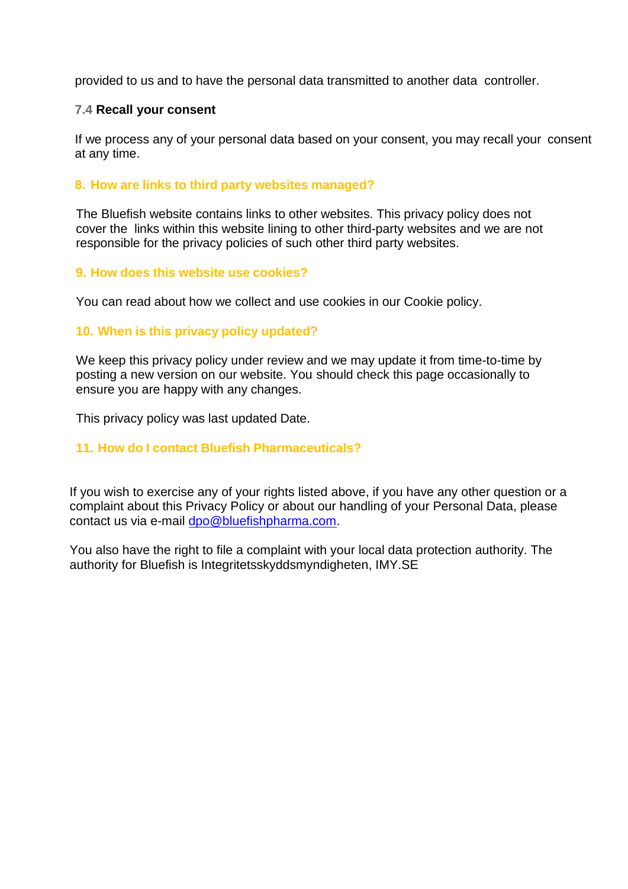provided to us and to have the personal data transmitted to another data controller.

### 7.4 Recall your consent

If we process any of your personal data based on your consent, you may recall your consent at any time.

## 8. How are links to third party websites managed?

The Bluefish website contains links to other websites. This privacy policy does not cover the links within this website lining to other third-party websites and we are not responsible for the privacy policies of such other third party websites.

## 9. How does this website use cookies?

You can read about how we collect and use cookies in our Cookie policy.

## 10. When is this privacy policy updated?

We keep this privacy policy under review and we may update it from time-to-time by posting a new version on our website. You should check this page occasionally to ensure you are happy with any changes.

This privacy policy was last updated Date.

## 11. How do I contact Bluefish Pharmaceuticals?

If you wish to exercise any of your rights listed above, if you have any other question or a complaint about this Privacy Policy or about our handling of your Personal Data, please contact us via e-mail [dpo@bluefishpharma.com](mailto:dpo@bluefishpharma.com).

You also have the right to file a complaint with your local data protection authority. The authority for Bluefish is Integritetsskyddsmyndigheten, IMY.SE